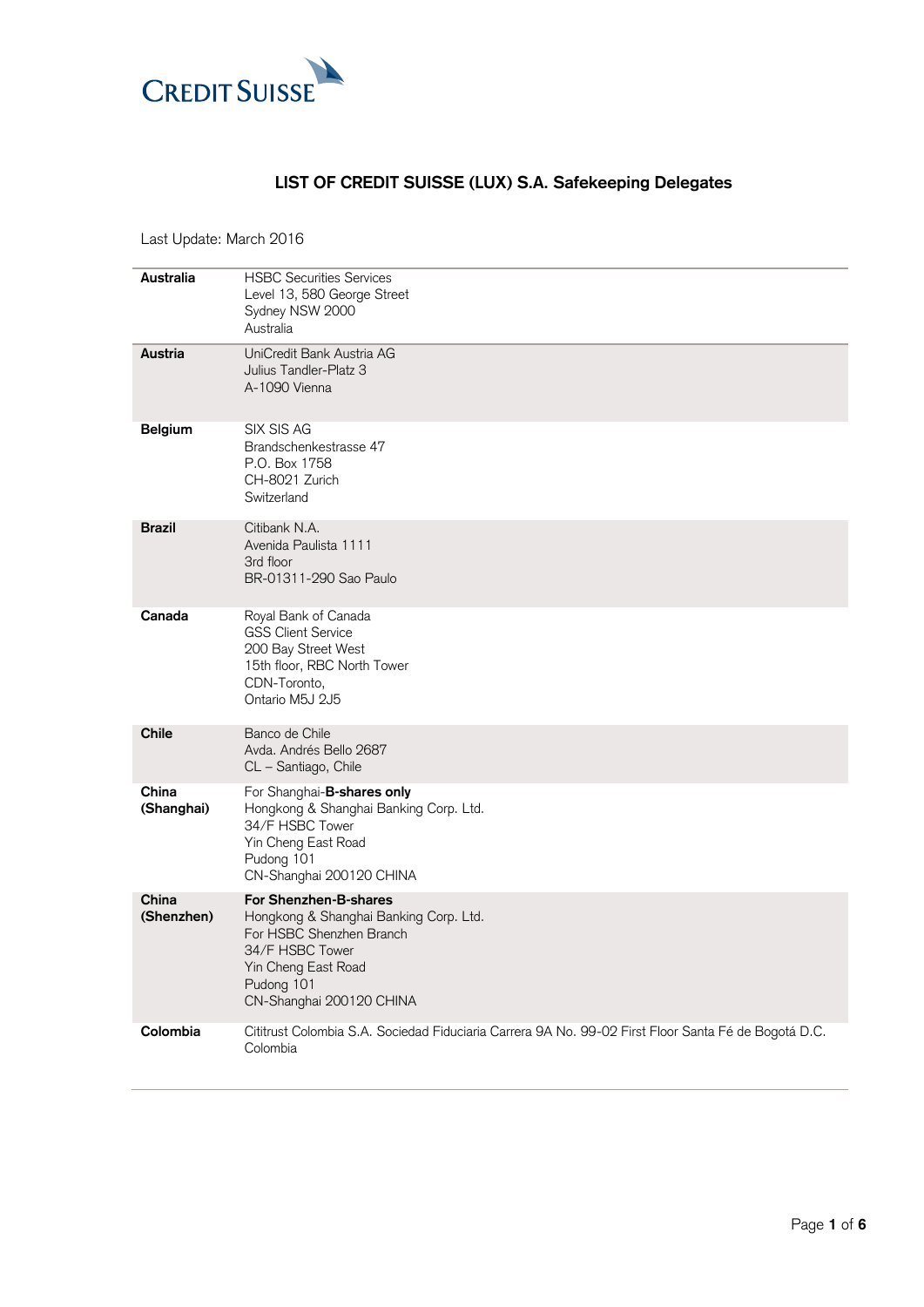CREDIT SUISSE

# LIST OF CREDIT SUISSE (LUX) S.A. Safekeeping Delegates

Last Update: March 2016

| | |
|---|---|
| **Australia** | HSBC Securities Services<br>Level 13, 580 George Street<br>Sydney NSW 2000<br>Australia |
| **Austria** | UniCredit Bank Austria AG<br>Julius Tandler-Platz 3<br>A-1090 Vienna |
| **Belgium** | SIX SIS AG<br>Brandschenkestrasse 47<br>P.O. Box 1758<br>CH-8021 Zurich<br>Switzerland |
| **Brazil** | Citibank N.A.<br>Avenida Paulista 1111<br>3rd floor<br>BR-01311-290 Sao Paulo |
| **Canada** | Royal Bank of Canada<br>GSS Client Service<br>200 Bay Street West<br>15th floor, RBC North Tower<br>CDN-Toronto,<br>Ontario M5J 2J5 |
| **Chile** | Banco de Chile<br>Avda. Andrés Bello 2687<br>CL – Santiago, Chile |
| **China (Shanghai)** | For Shanghai-**B-shares only**<br>Hongkong & Shanghai Banking Corp. Ltd.<br>34/F HSBC Tower<br>Yin Cheng East Road<br>Pudong 101<br>CN-Shanghai 200120 CHINA |
| **China (Shenzhen)** | **For Shenzhen-B-shares**<br>Hongkong & Shanghai Banking Corp. Ltd.<br>For HSBC Shenzhen Branch<br>34/F HSBC Tower<br>Yin Cheng East Road<br>Pudong 101<br>CN-Shanghai 200120 CHINA |
| **Colombia** | Cititrust Colombia S.A. Sociedad Fiduciaria Carrera 9A No. 99-02 First Floor Santa Fé de Bogotá D.C.<br>Colombia |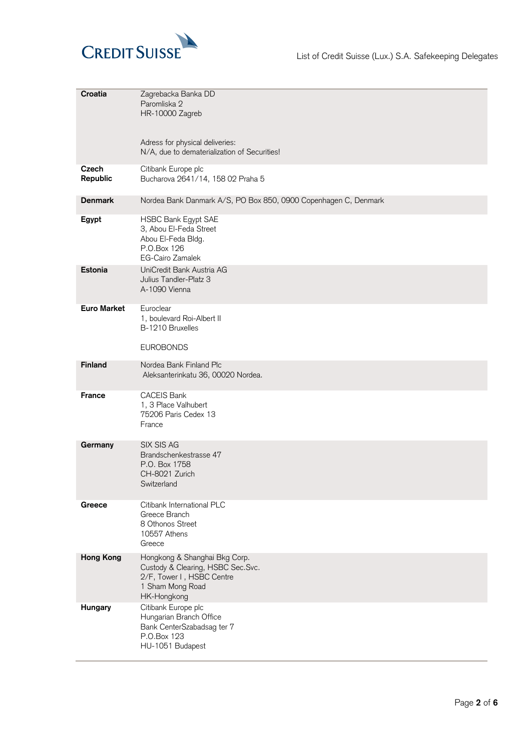| | |
|---|---|
| **Croatia** | Zagrebacka Banka DD<br>Paromliska 2<br>HR-10000 Zagreb<br><br>Adress for physical deliveries:<br>N/A, due to dematerialization of Securities! |
| **Czech Republic** | Citibank Europe plc<br>Bucharova 2641/14, 158 02 Praha 5 |
| **Denmark** | Nordea Bank Danmark A/S, PO Box 850, 0900 Copenhagen C, Denmark |
| **Egypt** | HSBC Bank Egypt SAE<br>3, Abou El-Feda Street<br>Abou El-Feda Bldg.<br>P.O.Box 126<br>EG-Cairo Zamalek |
| **Estonia** | UniCredit Bank Austria AG<br>Julius Tandler-Platz 3<br>A-1090 Vienna |
| **Euro Market** | Euroclear<br>1, boulevard Roi-Albert II<br>B-1210 Bruxelles<br><br>EUROBONDS |
| **Finland** | Nordea Bank Finland Plc<br>Aleksanterinkatu 36, 00020 Nordea. |
| **France** | CACEIS Bank<br>1, 3 Place Valhubert<br>75206 Paris Cedex 13<br>France |
| **Germany** | SIX SIS AG<br>Brandschenkestrasse 47<br>P.O. Box 1758<br>CH-8021 Zurich<br>Switzerland |
| **Greece** | Citibank International PLC<br>Greece Branch<br>8 Othonos Street<br>10557 Athens<br>Greece |
| **Hong Kong** | Hongkong & Shanghai Bkg Corp.<br>Custody & Clearing, HSBC Sec.Svc.<br>2/F, Tower I , HSBC Centre<br>1 Sham Mong Road<br>HK-Hongkong |
| **Hungary** | Citibank Europe plc<br>Hungarian Branch Office<br>Bank CenterSzabadsag ter 7<br>P.O.Box 123<br>HU-1051 Budapest |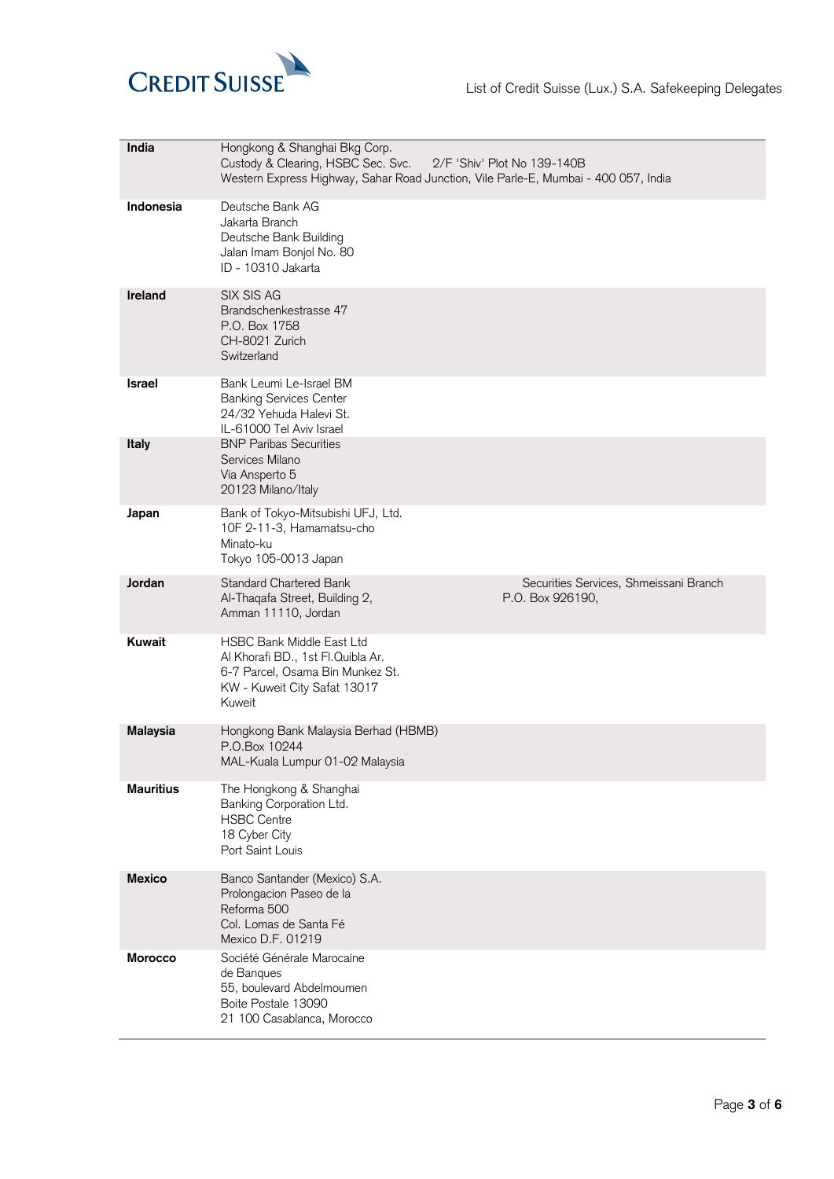| Country | Safekeeping Delegate |
|---|---|
| **India** | Hongkong & Shanghai Bkg Corp.<br>Custody & Clearing, HSBC Sec. Svc. 2/F 'Shiv' Plot No 139-140B<br>Western Express Highway, Sahar Road Junction, Vile Parle-E, Mumbai - 400 057, India |
| **Indonesia** | Deutsche Bank AG<br>Jakarta Branch<br>Deutsche Bank Building<br>Jalan Imam Bonjol No. 80<br>ID - 10310 Jakarta |
| **Ireland** | SIX SIS AG<br>Brandschenkestrasse 47<br>P.O. Box 1758<br>CH-8021 Zurich<br>Switzerland |
| **Israel** | Bank Leumi Le-Israel BM<br>Banking Services Center<br>24/32 Yehuda Halevi St.<br>IL-61000 Tel Aviv Israel |
| **Italy** | BNP Paribas Securities<br>Services Milano<br>Via Ansperto 5<br>20123 Milano/Italy |
| **Japan** | Bank of Tokyo-Mitsubishi UFJ, Ltd.<br>10F 2-11-3, Hamamatsu-cho<br>Minato-ku<br>Tokyo 105-0013 Japan |
| **Jordan** | Standard Chartered Bank<br>Securities Services, Shmeissani Branch<br>Al-Thaqafa Street, Building 2,<br>P.O. Box 926190,<br>Amman 11110, Jordan |
| **Kuwait** | HSBC Bank Middle East Ltd<br>Al Khorafi BD., 1st Fl.Quibla Ar.<br>6-7 Parcel, Osama Bin Munkez St.<br>KW - Kuweit City Safat 13017<br>Kuweit |
| **Malaysia** | Hongkong Bank Malaysia Berhad (HBMB)<br>P.O.Box 10244<br>MAL-Kuala Lumpur 01-02 Malaysia |
| **Mauritius** | The Hongkong & Shanghai<br>Banking Corporation Ltd.<br>HSBC Centre<br>18 Cyber City<br>Port Saint Louis |
| **Mexico** | Banco Santander (Mexico) S.A.<br>Prolongacion Paseo de la<br>Reforma 500<br>Col. Lomas de Santa Fé<br>Mexico D.F. 01219 |
| **Morocco** | Société Générale Marocaine<br>de Banques<br>55, boulevard Abdelmoumen<br>Boite Postale 13090<br>21 100 Casablanca, Morocco |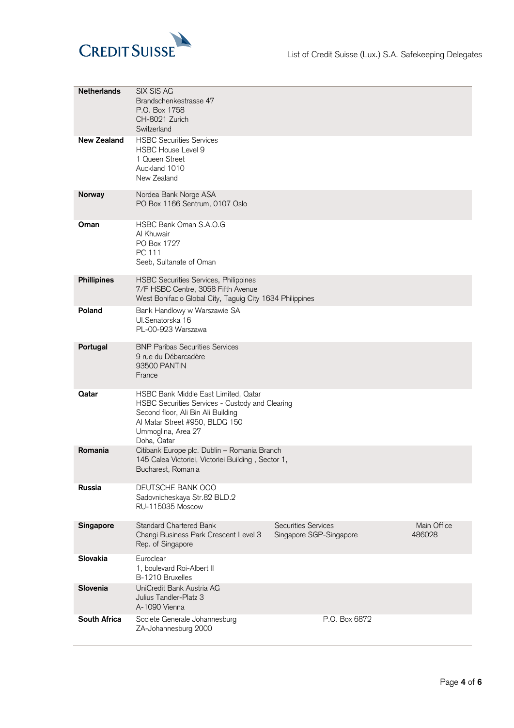| | |
|---|---|
| **Netherlands** | SIX SIS AG<br>Brandschenkestrasse 47<br>P.O. Box 1758<br>CH-8021 Zurich<br>Switzerland |
| **New Zealand** | HSBC Securities Services<br>HSBC House Level 9<br>1 Queen Street<br>Auckland 1010<br>New Zealand |
| **Norway** | Nordea Bank Norge ASA<br>PO Box 1166 Sentrum, 0107 Oslo |
| **Oman** | HSBC Bank Oman S.A.O.G<br>Al Khuwair<br>PO Box 1727<br>PC 111<br>Seeb, Sultanate of Oman |
| **Phillipines** | HSBC Securities Services, Philippines<br>7/F HSBC Centre, 3058 Fifth Avenue<br>West Bonifacio Global City, Taguig City 1634 Philippines |
| **Poland** | Bank Handlowy w Warszawie SA<br>Ul.Senatorska 16<br>PL-00-923 Warszawa |
| **Portugal** | BNP Paribas Securities Services<br>9 rue du Débarcadère<br>93500 PANTIN<br>France |
| **Qatar** | HSBC Bank Middle East Limited, Qatar<br>HSBC Securities Services - Custody and Clearing<br>Second floor, Ali Bin Ali Building<br>Al Matar Street #950, BLDG 150<br>Ummoglina, Area 27<br>Doha, Qatar |
| **Romania** | Citibank Europe plc. Dublin – Romania Branch<br>145 Calea Victoriei, Victoriei Building , Sector 1,<br>Bucharest, Romania |
| **Russia** | DEUTSCHE BANK OOO<br>Sadovnicheskaya Str.82 BLD.2<br>RU-115035 Moscow |
| **Singapore** | Standard Chartered Bank Securities Services Main Office<br>Changi Business Park Crescent Level 3 Singapore SGP-Singapore 486028<br>Rep. of Singapore |
| **Slovakia** | Euroclear<br>1, boulevard Roi-Albert II<br>B-1210 Bruxelles |
| **Slovenia** | UniCredit Bank Austria AG<br>Julius Tandler-Platz 3<br>A-1090 Vienna |
| **South Africa** | Societe Generale Johannesburg P.O. Box 6872<br>ZA-Johannesburg 2000 |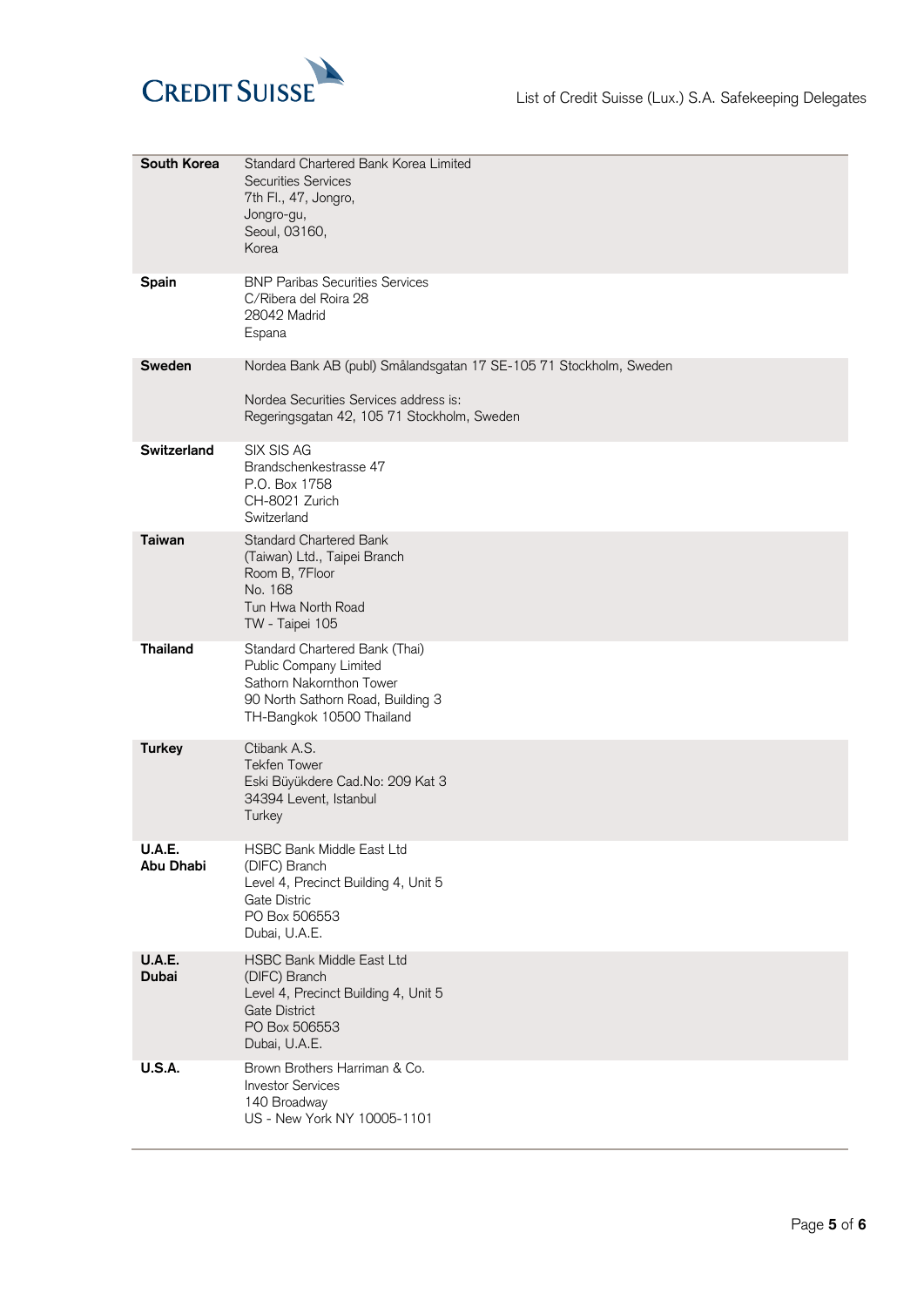| | |
|---|---|
| **South Korea** | Standard Chartered Bank Korea Limited<br>Securities Services<br>7th Fl., 47, Jongro,<br>Jongro-gu,<br>Seoul, 03160,<br>Korea |
| **Spain** | BNP Paribas Securities Services<br>C/Ribera del Roira 28<br>28042 Madrid<br>Espana |
| **Sweden** | Nordea Bank AB (publ) Smålandsgatan 17 SE-105 71 Stockholm, Sweden<br><br>Nordea Securities Services address is:<br>Regeringsgatan 42, 105 71 Stockholm, Sweden |
| **Switzerland** | SIX SIS AG<br>Brandschenkestrasse 47<br>P.O. Box 1758<br>CH-8021 Zurich<br>Switzerland |
| **Taiwan** | Standard Chartered Bank<br>(Taiwan) Ltd., Taipei Branch<br>Room B, 7Floor<br>No. 168<br>Tun Hwa North Road<br>TW - Taipei 105 |
| **Thailand** | Standard Chartered Bank (Thai)<br>Public Company Limited<br>Sathorn Nakornthon Tower<br>90 North Sathorn Road, Building 3<br>TH-Bangkok 10500 Thailand |
| **Turkey** | Ctibank A.S.<br>Tekfen Tower<br>Eski Büyükdere Cad.No: 209 Kat 3<br>34394 Levent, Istanbul<br>Turkey |
| **U.A.E. Abu Dhabi** | HSBC Bank Middle East Ltd<br>(DIFC) Branch<br>Level 4, Precinct Building 4, Unit 5<br>Gate Distric<br>PO Box 506553<br>Dubai, U.A.E. |
| **U.A.E. Dubai** | HSBC Bank Middle East Ltd<br>(DIFC) Branch<br>Level 4, Precinct Building 4, Unit 5<br>Gate District<br>PO Box 506553<br>Dubai, U.A.E. |
| **U.S.A.** | Brown Brothers Harriman & Co.<br>Investor Services<br>140 Broadway<br>US - New York NY 10005-1101 |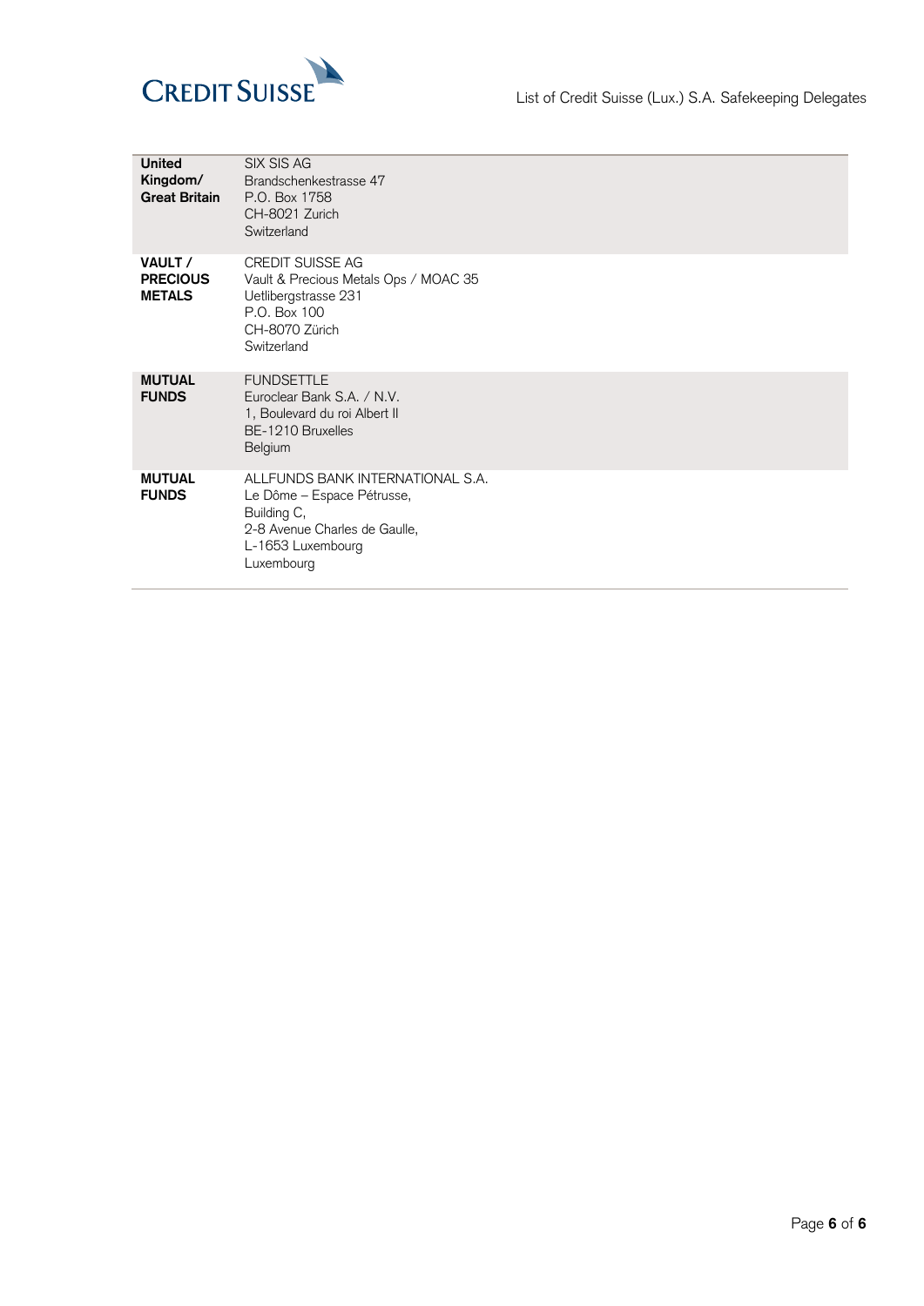| | |
|---|---|
| **United Kingdom/ Great Britain** | SIX SIS AG<br>Brandschenkestrasse 47<br>P.O. Box 1758<br>CH-8021 Zurich<br>Switzerland |
| **VAULT / PRECIOUS METALS** | CREDIT SUISSE AG<br>Vault & Precious Metals Ops / MOAC 35<br>Uetlibergstrasse 231<br>P.O. Box 100<br>CH-8070 Zürich<br>Switzerland |
| **MUTUAL FUNDS** | FUNDSETTLE<br>Euroclear Bank S.A. / N.V.<br>1, Boulevard du roi Albert II<br>BE-1210 Bruxelles<br>Belgium |
| **MUTUAL FUNDS** | ALLFUNDS BANK INTERNATIONAL S.A.<br>Le Dôme – Espace Pétrusse,<br>Building C,<br>2-8 Avenue Charles de Gaulle,<br>L-1653 Luxembourg<br>Luxembourg |